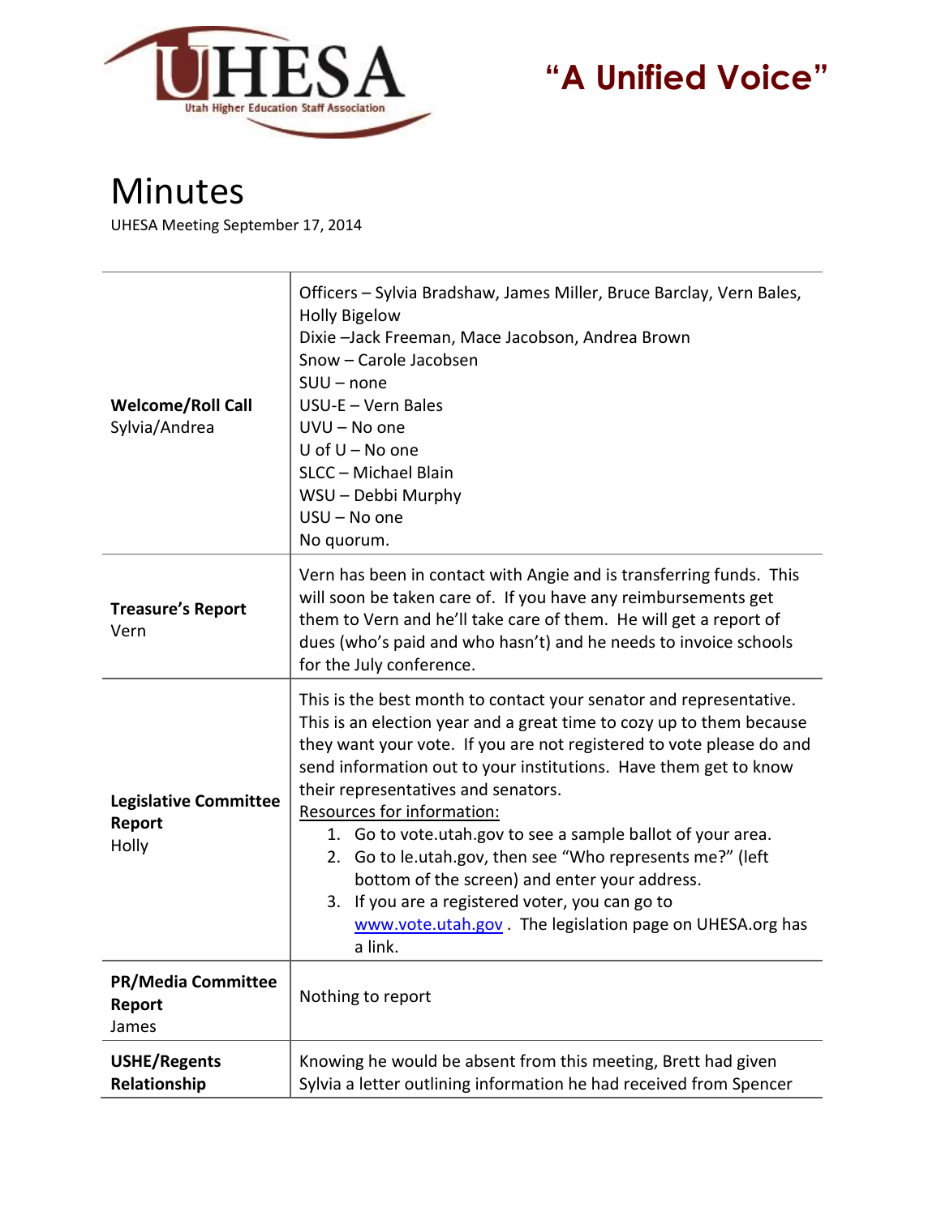UHESA
Utah Higher Education Staff Association

**"A Unified Voice"**

# Minutes

UHESA Meeting September 17, 2014

| | |
|---|---|
| **Welcome/Roll Call**<br>Sylvia/Andrea | Officers – Sylvia Bradshaw, James Miller, Bruce Barclay, Vern Bales, Holly Bigelow<br>Dixie –Jack Freeman, Mace Jacobson, Andrea Brown<br>Snow – Carole Jacobsen<br>SUU – none<br>USU-E – Vern Bales<br>UVU – No one<br>U of U – No one<br>SLCC – Michael Blain<br>WSU – Debbi Murphy<br>USU – No one<br>No quorum. |
| **Treasure's Report**<br>Vern | Vern has been in contact with Angie and is transferring funds. This will soon be taken care of. If you have any reimbursements get them to Vern and he'll take care of them. He will get a report of dues (who's paid and who hasn't) and he needs to invoice schools for the July conference. |
| **Legislative Committee Report**<br>Holly | This is the best month to contact your senator and representative. This is an election year and a great time to cozy up to them because they want your vote. If you are not registered to vote please do and send information out to your institutions. Have them get to know their representatives and senators.<br>Resources for information:<br>1. Go to vote.utah.gov to see a sample ballot of your area.<br>2. Go to le.utah.gov, then see "Who represents me?" (left bottom of the screen) and enter your address.<br>3. If you are a registered voter, you can go to www.vote.utah.gov . The legislation page on UHESA.org has a link. |
| **PR/Media Committee Report**<br>James | Nothing to report |
| **USHE/Regents Relationship** | Knowing he would be absent from this meeting, Brett had given Sylvia a letter outlining information he had received from Spencer |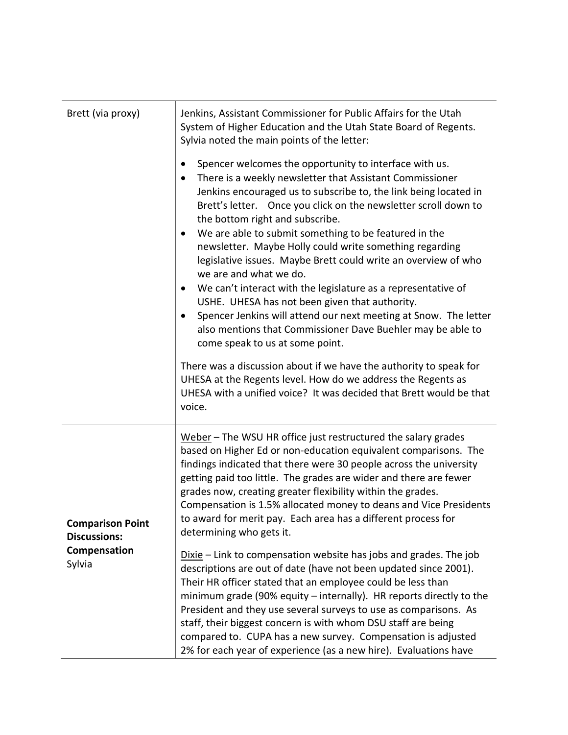| | |
|---|---|
| Brett (via proxy) | Jenkins, Assistant Commissioner for Public Affairs for the Utah System of Higher Education and the Utah State Board of Regents. Sylvia noted the main points of the letter:<br><br>• Spencer welcomes the opportunity to interface with us.<br>• There is a weekly newsletter that Assistant Commissioner Jenkins encouraged us to subscribe to, the link being located in Brett's letter. Once you click on the newsletter scroll down to the bottom right and subscribe.<br>• We are able to submit something to be featured in the newsletter. Maybe Holly could write something regarding legislative issues. Maybe Brett could write an overview of who we are and what we do.<br>• We can't interact with the legislature as a representative of USHE. UHESA has not been given that authority.<br>• Spencer Jenkins will attend our next meeting at Snow. The letter also mentions that Commissioner Dave Buehler may be able to come speak to us at some point.<br><br>There was a discussion about if we have the authority to speak for UHESA at the Regents level. How do we address the Regents as UHESA with a unified voice? It was decided that Brett would be that voice. |
| **Comparison Point Discussions: Compensation** Sylvia | <u>Weber</u> – The WSU HR office just restructured the salary grades based on Higher Ed or non-education equivalent comparisons. The findings indicated that there were 30 people across the university getting paid too little. The grades are wider and there are fewer grades now, creating greater flexibility within the grades. Compensation is 1.5% allocated money to deans and Vice Presidents to award for merit pay. Each area has a different process for determining who gets it.<br><br><u>Dixie</u> – Link to compensation website has jobs and grades. The job descriptions are out of date (have not been updated since 2001). Their HR officer stated that an employee could be less than minimum grade (90% equity – internally). HR reports directly to the President and they use several surveys to use as comparisons. As staff, their biggest concern is with whom DSU staff are being compared to. CUPA has a new survey. Compensation is adjusted 2% for each year of experience (as a new hire). Evaluations have |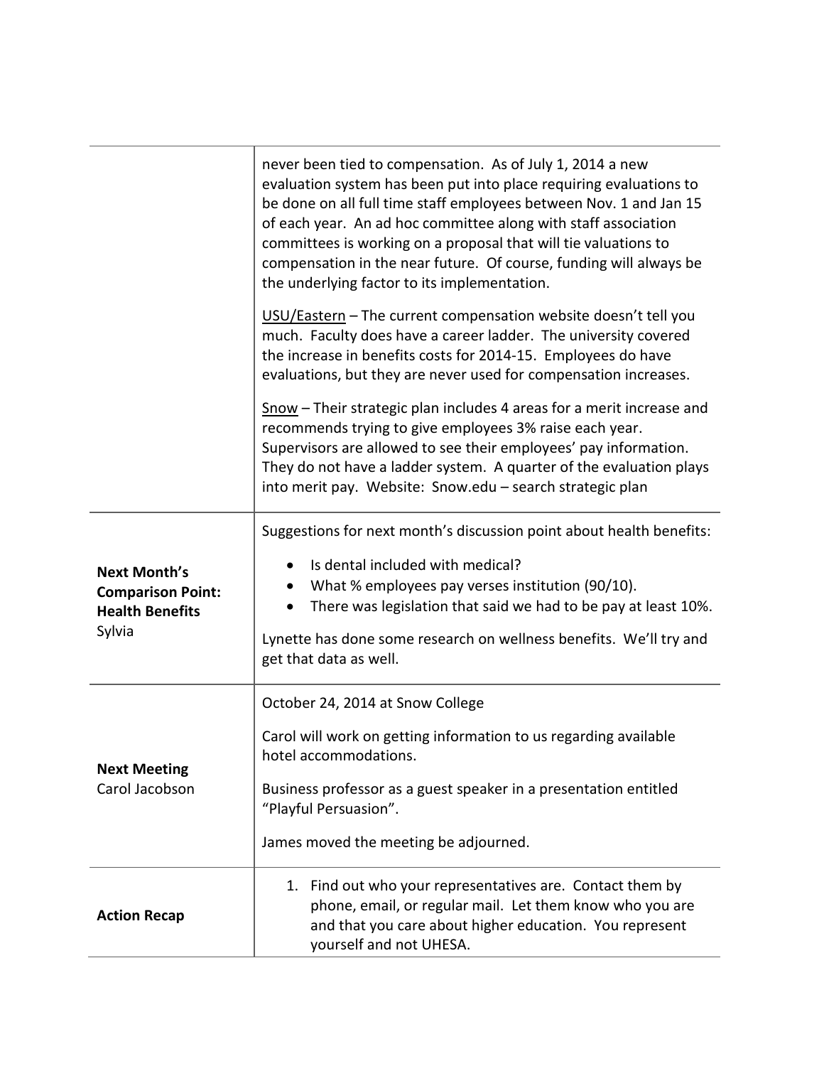| | |
|---|---|
| | never been tied to compensation. As of July 1, 2014 a new evaluation system has been put into place requiring evaluations to be done on all full time staff employees between Nov. 1 and Jan 15 of each year. An ad hoc committee along with staff association committees is working on a proposal that will tie valuations to compensation in the near future. Of course, funding will always be the underlying factor to its implementation.<br><br>USU/Eastern – The current compensation website doesn't tell you much. Faculty does have a career ladder. The university covered the increase in benefits costs for 2014-15. Employees do have evaluations, but they are never used for compensation increases.<br><br>Snow – Their strategic plan includes 4 areas for a merit increase and recommends trying to give employees 3% raise each year. Supervisors are allowed to see their employees' pay information. They do not have a ladder system. A quarter of the evaluation plays into merit pay. Website: Snow.edu – search strategic plan |
| **Next Month's Comparison Point: Health Benefits**<br>Sylvia | Suggestions for next month's discussion point about health benefits:<br><br>• Is dental included with medical?<br>• What % employees pay verses institution (90/10).<br>• There was legislation that said we had to be pay at least 10%.<br><br>Lynette has done some research on wellness benefits. We'll try and get that data as well. |
| **Next Meeting**<br>Carol Jacobson | October 24, 2014 at Snow College<br><br>Carol will work on getting information to us regarding available hotel accommodations.<br><br>Business professor as a guest speaker in a presentation entitled "Playful Persuasion".<br><br>James moved the meeting be adjourned. |
| **Action Recap** | 1. Find out who your representatives are. Contact them by phone, email, or regular mail. Let them know who you are and that you care about higher education. You represent yourself and not UHESA. |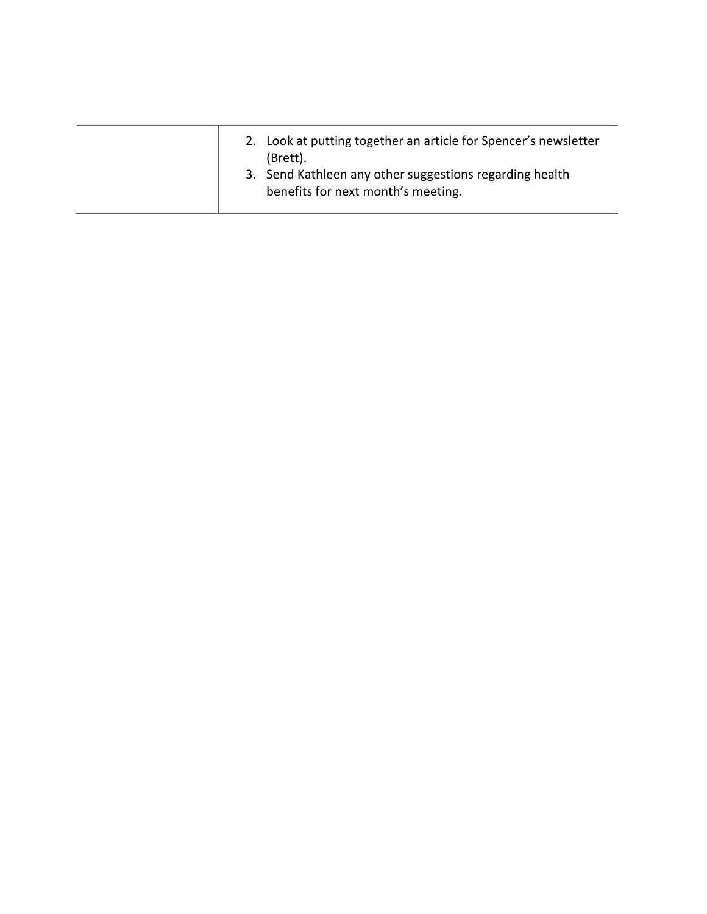| | |
|---|---|
| | 2. Look at putting together an article for Spencer's newsletter (Brett).<br>3. Send Kathleen any other suggestions regarding health benefits for next month's meeting. |